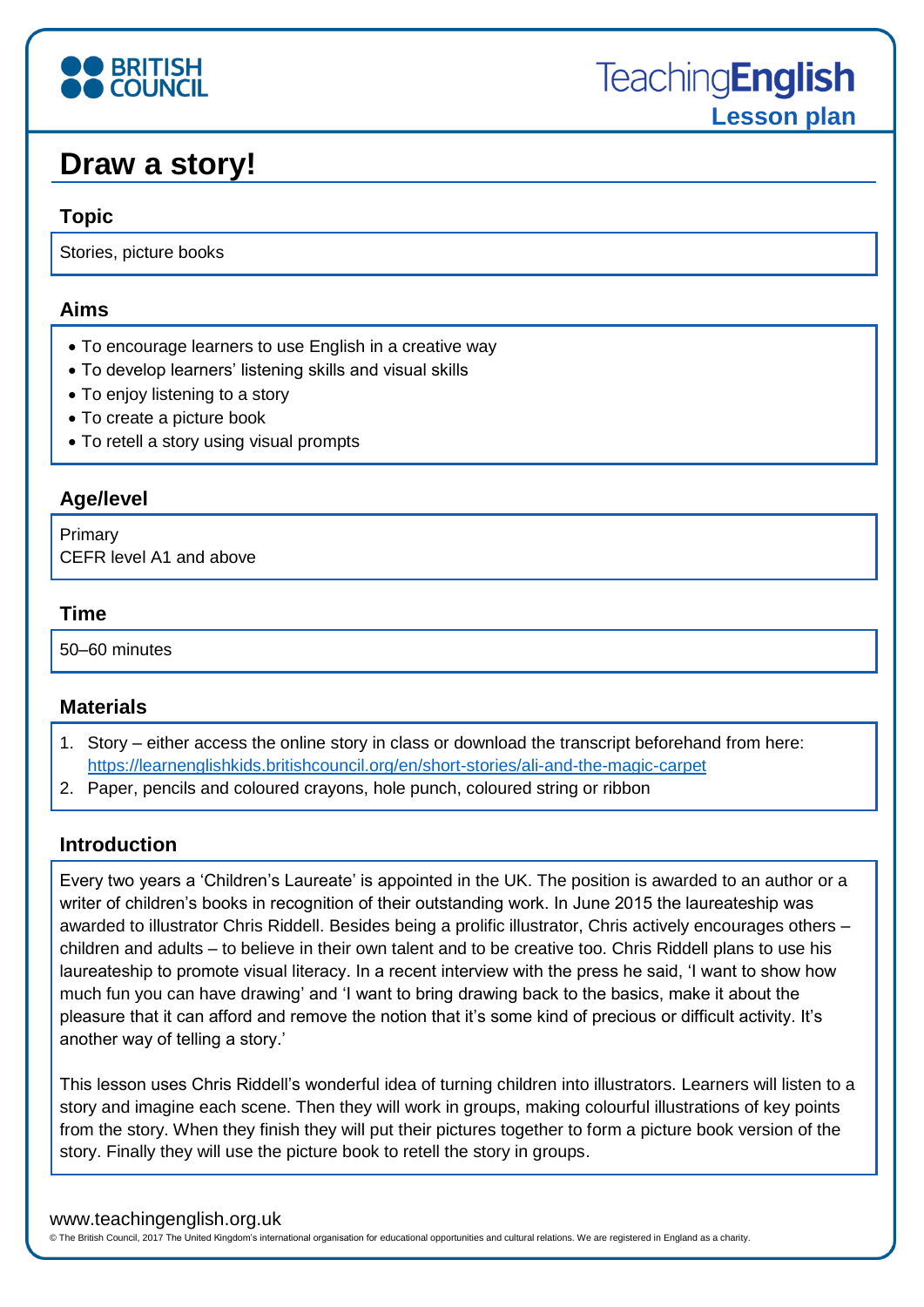# Draw a story!

## Topic

Stories, picture books

## Aims

- To encourage learners to use English in a creative way
- To develop learners' listening skills and visual skills
- To enjoy listening to a story
- To create a picture book
- To retell a story using visual prompts

## Age/level

Primary
CEFR level A1 and above

## Time

50–60 minutes

## Materials

1. Story – either access the online story in class or download the transcript beforehand from here: https://learnenglishkids.britishcouncil.org/en/short-stories/ali-and-the-magic-carpet
2. Paper, pencils and coloured crayons, hole punch, coloured string or ribbon

## Introduction

Every two years a 'Children's Laureate' is appointed in the UK. The position is awarded to an author or a writer of children's books in recognition of their outstanding work. In June 2015 the laureateship was awarded to illustrator Chris Riddell. Besides being a prolific illustrator, Chris actively encourages others – children and adults – to believe in their own talent and to be creative too. Chris Riddell plans to use his laureateship to promote visual literacy. In a recent interview with the press he said, 'I want to show how much fun you can have drawing' and 'I want to bring drawing back to the basics, make it about the pleasure that it can afford and remove the notion that it's some kind of precious or difficult activity. It's another way of telling a story.'

This lesson uses Chris Riddell's wonderful idea of turning children into illustrators. Learners will listen to a story and imagine each scene. Then they will work in groups, making colourful illustrations of key points from the story. When they finish they will put their pictures together to form a picture book version of the story. Finally they will use the picture book to retell the story in groups.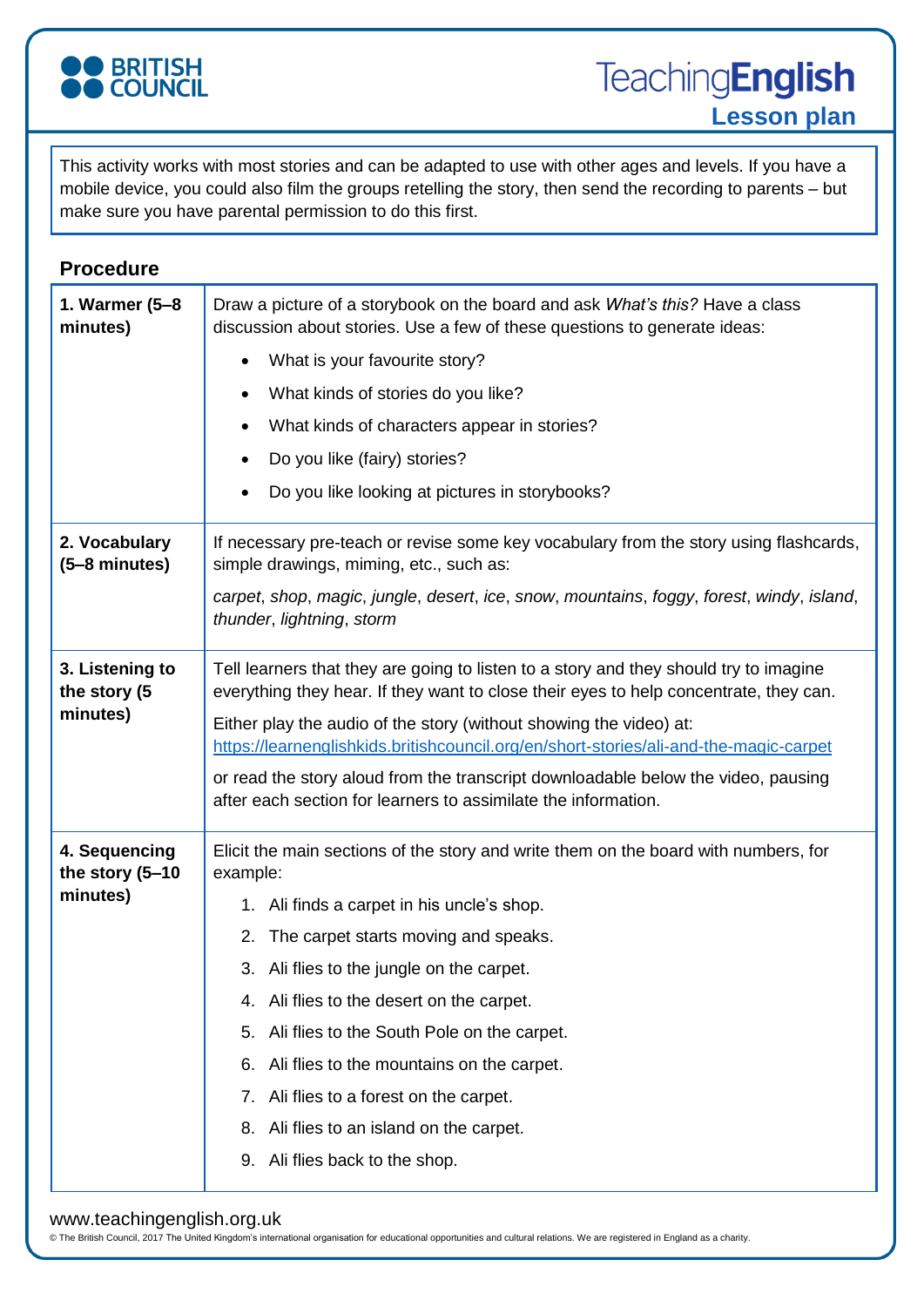This activity works with most stories and can be adapted to use with other ages and levels. If you have a mobile device, you could also film the groups retelling the story, then send the recording to parents – but make sure you have parental permission to do this first.

## Procedure

| | |
|---|---|
| **1. Warmer (5–8 minutes)** | Draw a picture of a storybook on the board and ask *What's this?* Have a class discussion about stories. Use a few of these questions to generate ideas:<br>• What is your favourite story?<br>• What kinds of stories do you like?<br>• What kinds of characters appear in stories?<br>• Do you like (fairy) stories?<br>• Do you like looking at pictures in storybooks? |
| **2. Vocabulary (5–8 minutes)** | If necessary pre-teach or revise some key vocabulary from the story using flashcards, simple drawings, miming, etc., such as:<br>*carpet*, *shop*, *magic*, *jungle*, *desert*, *ice*, *snow*, *mountains*, *foggy*, *forest*, *windy*, *island*, *thunder*, *lightning*, *storm* |
| **3. Listening to the story (5 minutes)** | Tell learners that they are going to listen to a story and they should try to imagine everything they hear. If they want to close their eyes to help concentrate, they can.<br>Either play the audio of the story (without showing the video) at: https://learnenglishkids.britishcouncil.org/en/short-stories/ali-and-the-magic-carpet<br>or read the story aloud from the transcript downloadable below the video, pausing after each section for learners to assimilate the information. |
| **4. Sequencing the story (5–10 minutes)** | Elicit the main sections of the story and write them on the board with numbers, for example:<br>1. Ali finds a carpet in his uncle's shop.<br>2. The carpet starts moving and speaks.<br>3. Ali flies to the jungle on the carpet.<br>4. Ali flies to the desert on the carpet.<br>5. Ali flies to the South Pole on the carpet.<br>6. Ali flies to the mountains on the carpet.<br>7. Ali flies to a forest on the carpet.<br>8. Ali flies to an island on the carpet.<br>9. Ali flies back to the shop. |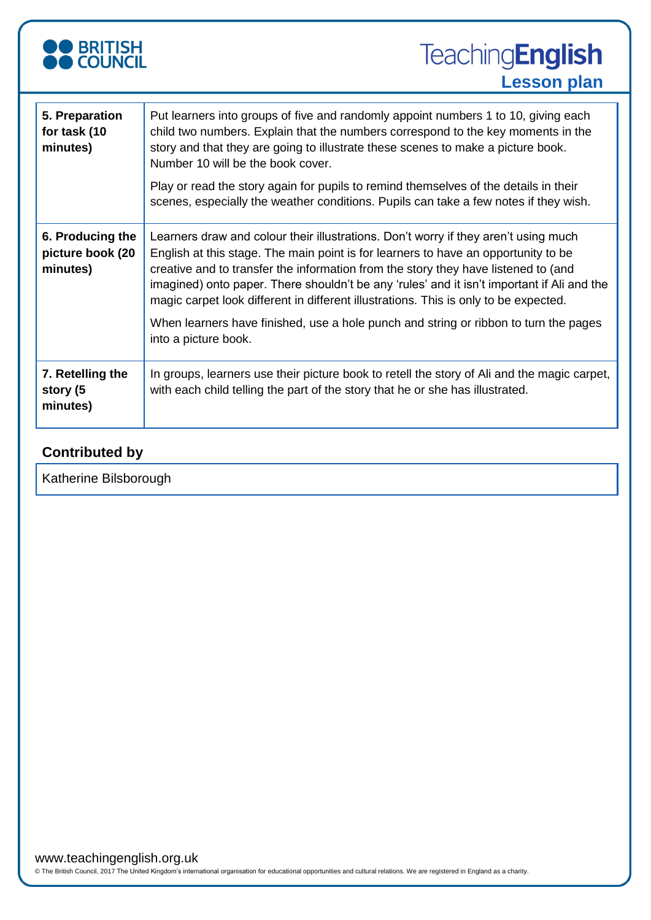| | |
|---|---|
| **5. Preparation for task (10 minutes)** | Put learners into groups of five and randomly appoint numbers 1 to 10, giving each child two numbers. Explain that the numbers correspond to the key moments in the story and that they are going to illustrate these scenes to make a picture book. Number 10 will be the book cover.<br><br>Play or read the story again for pupils to remind themselves of the details in their scenes, especially the weather conditions. Pupils can take a few notes if they wish. |
| **6. Producing the picture book (20 minutes)** | Learners draw and colour their illustrations. Don't worry if they aren't using much English at this stage. The main point is for learners to have an opportunity to be creative and to transfer the information from the story they have listened to (and imagined) onto paper. There shouldn't be any 'rules' and it isn't important if Ali and the magic carpet look different in different illustrations. This is only to be expected.<br><br>When learners have finished, use a hole punch and string or ribbon to turn the pages into a picture book. |
| **7. Retelling the story (5 minutes)** | In groups, learners use their picture book to retell the story of Ali and the magic carpet, with each child telling the part of the story that he or she has illustrated. |

## Contributed by

Katherine Bilsborough